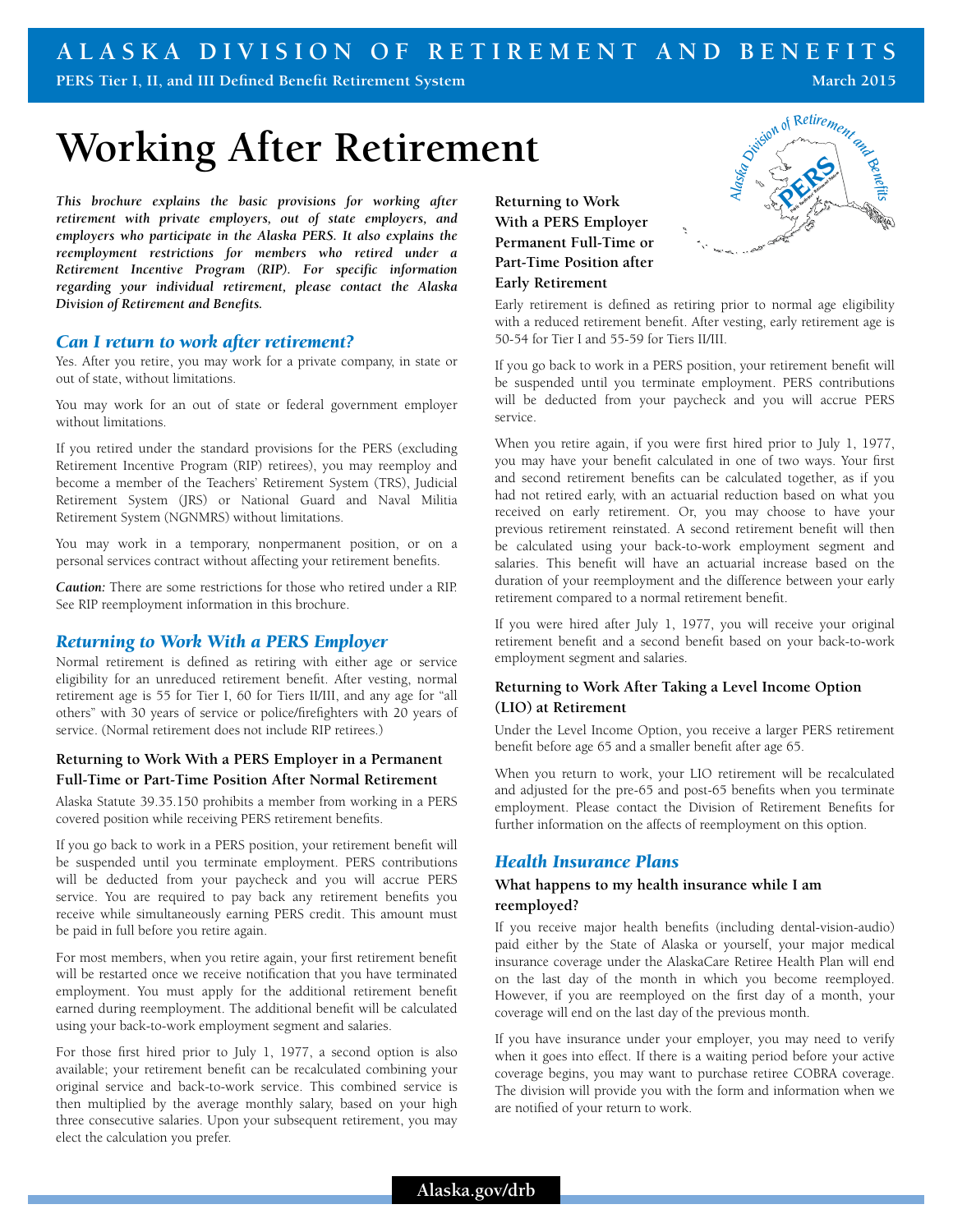ALASKA DIVISION OF RETIREMENT AND BENEFITS

PERS Tier I, II, and III Defined Benefit Retirement System — March 2015

# Working After Retirement

***This brochure explains the basic provisions for working after retirement with private employers, out of state employers, and employers who participate in the Alaska PERS. It also explains the reemployment restrictions for members who retired under a Retirement Incentive Program (RIP). For specific information regarding your individual retirement, please contact the Alaska Division of Retirement and Benefits.***

## *Can I return to work after retirement?*

Yes. After you retire, you may work for a private company, in state or out of state, without limitations.

You may work for an out of state or federal government employer without limitations.

If you retired under the standard provisions for the PERS (excluding Retirement Incentive Program (RIP) retirees), you may reemploy and become a member of the Teachers' Retirement System (TRS), Judicial Retirement System (JRS) or National Guard and Naval Militia Retirement System (NGNMRS) without limitations.

You may work in a temporary, nonpermanent position, or on a personal services contract without affecting your retirement benefits.

***Caution:*** There are some restrictions for those who retired under a RIP. See RIP reemployment information in this brochure.

## *Returning to Work With a PERS Employer*

Normal retirement is defined as retiring with either age or service eligibility for an unreduced retirement benefit. After vesting, normal retirement age is 55 for Tier I, 60 for Tiers II/III, and any age for "all others" with 30 years of service or police/firefighters with 20 years of service. (Normal retirement does not include RIP retirees.)

### Returning to Work With a PERS Employer in a Permanent Full-Time or Part-Time Position After Normal Retirement

Alaska Statute 39.35.150 prohibits a member from working in a PERS covered position while receiving PERS retirement benefits.

If you go back to work in a PERS position, your retirement benefit will be suspended until you terminate employment. PERS contributions will be deducted from your paycheck and you will accrue PERS service. You are required to pay back any retirement benefits you receive while simultaneously earning PERS credit. This amount must be paid in full before you retire again.

For most members, when you retire again, your first retirement benefit will be restarted once we receive notification that you have terminated employment. You must apply for the additional retirement benefit earned during reemployment. The additional benefit will be calculated using your back-to-work employment segment and salaries.

For those first hired prior to July 1, 1977, a second option is also available; your retirement benefit can be recalculated combining your original service and back-to-work service. This combined service is then multiplied by the average monthly salary, based on your high three consecutive salaries. Upon your subsequent retirement, you may elect the calculation you prefer.

### Returning to Work With a PERS Employer Permanent Full-Time or Part-Time Position after Early Retirement

Early retirement is defined as retiring prior to normal age eligibility with a reduced retirement benefit. After vesting, early retirement age is 50-54 for Tier I and 55-59 for Tiers II/III.

If you go back to work in a PERS position, your retirement benefit will be suspended until you terminate employment. PERS contributions will be deducted from your paycheck and you will accrue PERS service.

When you retire again, if you were first hired prior to July 1, 1977, you may have your benefit calculated in one of two ways. Your first and second retirement benefits can be calculated together, as if you had not retired early, with an actuarial reduction based on what you received on early retirement. Or, you may choose to have your previous retirement reinstated. A second retirement benefit will then be calculated using your back-to-work employment segment and salaries. This benefit will have an actuarial increase based on the duration of your reemployment and the difference between your early retirement compared to a normal retirement benefit.

If you were hired after July 1, 1977, you will receive your original retirement benefit and a second benefit based on your back-to-work employment segment and salaries.

### Returning to Work After Taking a Level Income Option (LIO) at Retirement

Under the Level Income Option, you receive a larger PERS retirement benefit before age 65 and a smaller benefit after age 65.

When you return to work, your LIO retirement will be recalculated and adjusted for the pre-65 and post-65 benefits when you terminate employment. Please contact the Division of Retirement Benefits for further information on the affects of reemployment on this option.

## *Health Insurance Plans*

### What happens to my health insurance while I am reemployed?

If you receive major health benefits (including dental-vision-audio) paid either by the State of Alaska or yourself, your major medical insurance coverage under the AlaskaCare Retiree Health Plan will end on the last day of the month in which you become reemployed. However, if you are reemployed on the first day of a month, your coverage will end on the last day of the previous month.

If you have insurance under your employer, you may need to verify when it goes into effect. If there is a waiting period before your active coverage begins, you may want to purchase retiree COBRA coverage. The division will provide you with the form and information when we are notified of your return to work.

Alaska.gov/drb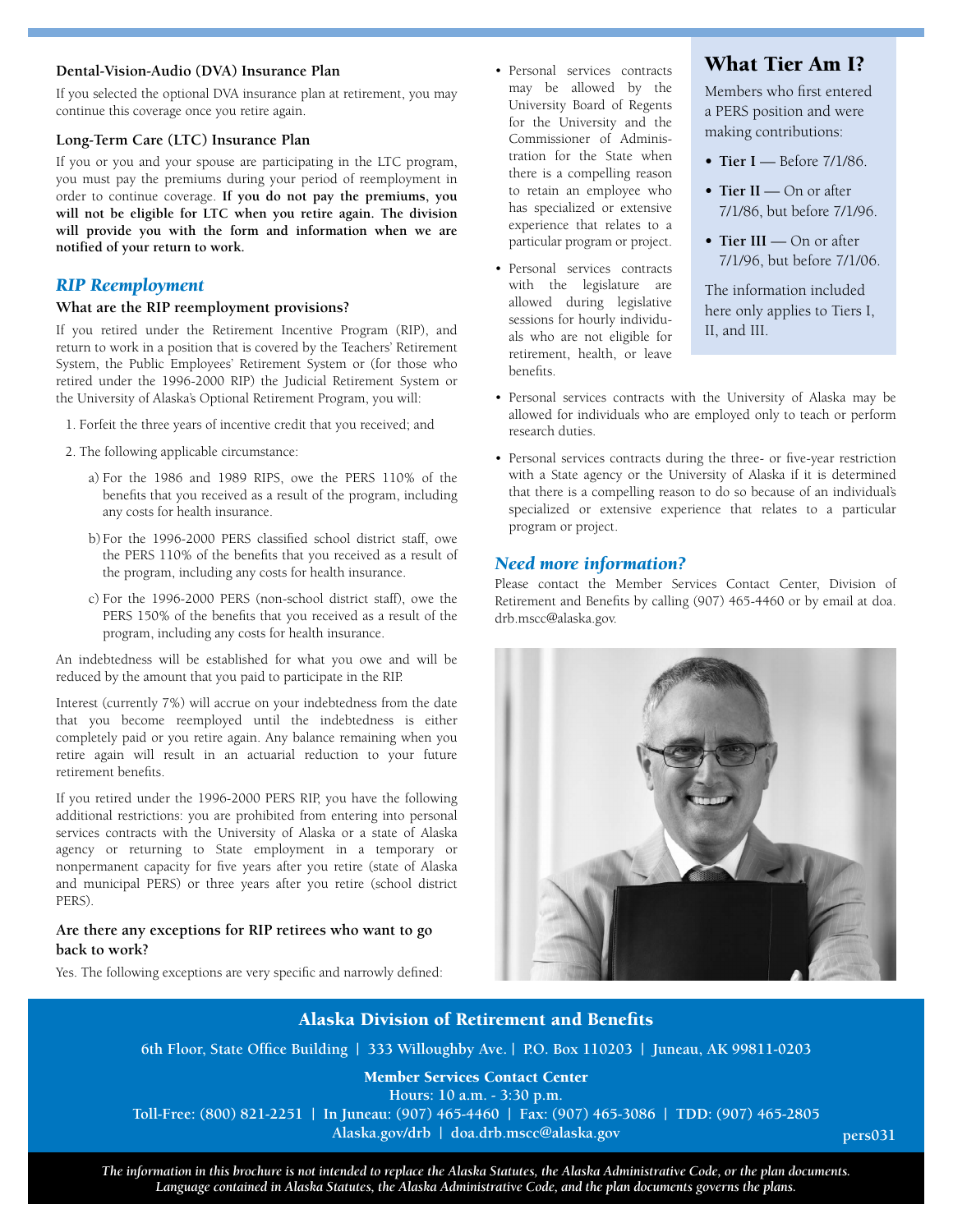### Dental-Vision-Audio (DVA) Insurance Plan

If you selected the optional DVA insurance plan at retirement, you may continue this coverage once you retire again.

### Long-Term Care (LTC) Insurance Plan

If you or you and your spouse are participating in the LTC program, you must pay the premiums during your period of reemployment in order to continue coverage. **If you do not pay the premiums, you will not be eligible for LTC when you retire again. The division will provide you with the form and information when we are notified of your return to work.**

## *RIP Reemployment*

### What are the RIP reemployment provisions?

If you retired under the Retirement Incentive Program (RIP), and return to work in a position that is covered by the Teachers' Retirement System, the Public Employees' Retirement System or (for those who retired under the 1996-2000 RIP) the Judicial Retirement System or the University of Alaska's Optional Retirement Program, you will:

1. Forfeit the three years of incentive credit that you received; and
2. The following applicable circumstance:
   a) For the 1986 and 1989 RIPS, owe the PERS 110% of the benefits that you received as a result of the program, including any costs for health insurance.
   b) For the 1996-2000 PERS classified school district staff, owe the PERS 110% of the benefits that you received as a result of the program, including any costs for health insurance.
   c) For the 1996-2000 PERS (non-school district staff), owe the PERS 150% of the benefits that you received as a result of the program, including any costs for health insurance.

An indebtedness will be established for what you owe and will be reduced by the amount that you paid to participate in the RIP.

Interest (currently 7%) will accrue on your indebtedness from the date that you become reemployed until the indebtedness is either completely paid or you retire again. Any balance remaining when you retire again will result in an actuarial reduction to your future retirement benefits.

If you retired under the 1996-2000 PERS RIP, you have the following additional restrictions: you are prohibited from entering into personal services contracts with the University of Alaska or a state of Alaska agency or returning to State employment in a temporary or nonpermanent capacity for five years after you retire (state of Alaska and municipal PERS) or three years after you retire (school district PERS).

### Are there any exceptions for RIP retirees who want to go back to work?

Yes. The following exceptions are very specific and narrowly defined:

- Personal services contracts may be allowed by the University Board of Regents for the University and the Commissioner of Administration for the State when there is a compelling reason to retain an employee who has specialized or extensive experience that relates to a particular program or project.
- Personal services contracts with the legislature are allowed during legislative sessions for hourly individuals who are not eligible for retirement, health, or leave benefits.
- Personal services contracts with the University of Alaska may be allowed for individuals who are employed only to teach or perform research duties.
- Personal services contracts during the three- or five-year restriction with a State agency or the University of Alaska if it is determined that there is a compelling reason to do so because of an individual's specialized or extensive experience that relates to a particular program or project.

## What Tier Am I?

Members who first entered a PERS position and were making contributions:

- **Tier I** — Before 7/1/86.
- **Tier II** — On or after 7/1/86, but before 7/1/96.
- **Tier III** — On or after 7/1/96, but before 7/1/06.

The information included here only applies to Tiers I, II, and III.

## *Need more information?*

Please contact the Member Services Contact Center, Division of Retirement and Benefits by calling (907) 465-4460 or by email at doa.drb.mscc@alaska.gov.

**Alaska Division of Retirement and Benefits**

**6th Floor, State Office Building | 333 Willoughby Ave. | P.O. Box 110203 | Juneau, AK 99811-0203**

**Member Services Contact Center**
**Hours: 10 a.m. - 3:30 p.m.**
**Toll-Free: (800) 821-2251 | In Juneau: (907) 465-4460 | Fax: (907) 465-3086 | TDD: (907) 465-2805**
**Alaska.gov/drb | doa.drb.mscc@alaska.gov**

**pers031**

*The information in this brochure is not intended to replace the Alaska Statutes, the Alaska Administrative Code, or the plan documents. Language contained in Alaska Statutes, the Alaska Administrative Code, and the plan documents governs the plans.*